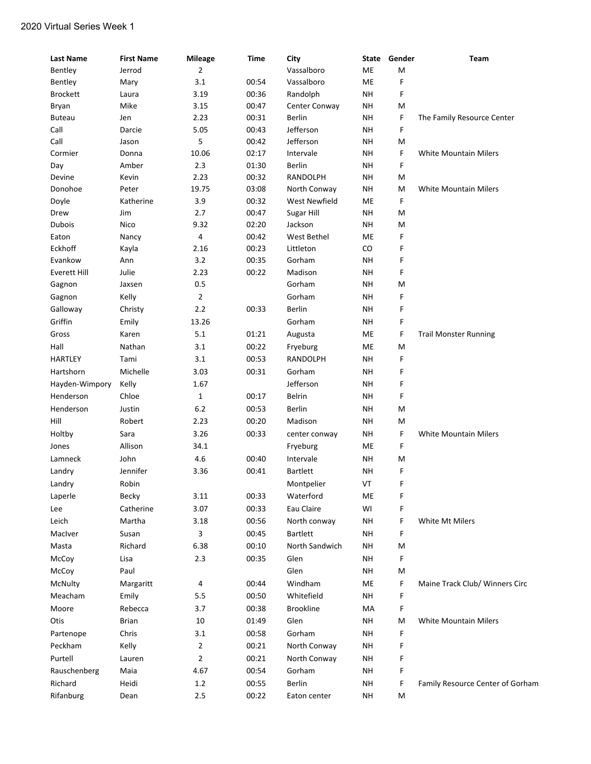2020 Virtual Series Week 1

| Last Name | First Name | Mileage | Time | City | State | Gender | Team |
|---|---|---|---|---|---|---|---|
| Bentley | Jerrod | 2 | | Vassalboro | ME | M | |
| Bentley | Mary | 3.1 | 00:54 | Vassalboro | ME | F | |
| Brockett | Laura | 3.19 | 00:36 | Randolph | NH | F | |
| Bryan | Mike | 3.15 | 00:47 | Center Conway | NH | M | |
| Buteau | Jen | 2.23 | 00:31 | Berlin | NH | F | The Family Resource Center |
| Call | Darcie | 5.05 | 00:43 | Jefferson | NH | F | |
| Call | Jason | 5 | 00:42 | Jefferson | NH | M | |
| Cormier | Donna | 10.06 | 02:17 | Intervale | NH | F | White Mountain Milers |
| Day | Amber | 2.3 | 01:30 | Berlin | NH | F | |
| Devine | Kevin | 2.23 | 00:32 | RANDOLPH | NH | M | |
| Donohoe | Peter | 19.75 | 03:08 | North Conway | NH | M | White Mountain Milers |
| Doyle | Katherine | 3.9 | 00:32 | West Newfield | ME | F | |
| Drew | Jim | 2.7 | 00:47 | Sugar Hill | NH | M | |
| Dubois | Nico | 9.32 | 02:20 | Jackson | NH | M | |
| Eaton | Nancy | 4 | 00:42 | West Bethel | ME | F | |
| Eckhoff | Kayla | 2.16 | 00:23 | Littleton | CO | F | |
| Evankow | Ann | 3.2 | 00:35 | Gorham | NH | F | |
| Everett Hill | Julie | 2.23 | 00:22 | Madison | NH | F | |
| Gagnon | Jaxsen | 0.5 | | Gorham | NH | M | |
| Gagnon | Kelly | 2 | | Gorham | NH | F | |
| Galloway | Christy | 2.2 | 00:33 | Berlin | NH | F | |
| Griffin | Emily | 13.26 | | Gorham | NH | F | |
| Gross | Karen | 5.1 | 01:21 | Augusta | ME | F | Trail Monster Running |
| Hall | Nathan | 3.1 | 00:22 | Fryeburg | ME | M | |
| HARTLEY | Tami | 3.1 | 00:53 | RANDOLPH | NH | F | |
| Hartshorn | Michelle | 3.03 | 00:31 | Gorham | NH | F | |
| Hayden-Wimpory | Kelly | 1.67 | | Jefferson | NH | F | |
| Henderson | Chloe | 1 | 00:17 | Belrin | NH | F | |
| Henderson | Justin | 6.2 | 00:53 | Berlin | NH | M | |
| Hill | Robert | 2.23 | 00:20 | Madison | NH | M | |
| Holtby | Sara | 3.26 | 00:33 | center conway | NH | F | White Mountain Milers |
| Jones | Allison | 34.1 | | Fryeburg | ME | F | |
| Lamneck | John | 4.6 | 00:40 | Intervale | NH | M | |
| Landry | Jennifer | 3.36 | 00:41 | Bartlett | NH | F | |
| Landry | Robin | | | Montpelier | VT | F | |
| Laperle | Becky | 3.11 | 00:33 | Waterford | ME | F | |
| Lee | Catherine | 3.07 | 00:33 | Eau Claire | WI | F | |
| Leich | Martha | 3.18 | 00:56 | North conway | NH | F | White Mt Milers |
| MacIver | Susan | 3 | 00:45 | Bartlett | NH | F | |
| Masta | Richard | 6.38 | 00:10 | North Sandwich | NH | M | |
| McCoy | Lisa | 2.3 | 00:35 | Glen | NH | F | |
| McCoy | Paul | | | Glen | NH | M | |
| McNulty | Margaritt | 4 | 00:44 | Windham | ME | F | Maine Track Club/ Winners Circ |
| Meacham | Emily | 5.5 | 00:50 | Whitefield | NH | F | |
| Moore | Rebecca | 3.7 | 00:38 | Brookline | MA | F | |
| Otis | Brian | 10 | 01:49 | Glen | NH | M | White Mountain Milers |
| Partenope | Chris | 3.1 | 00:58 | Gorham | NH | F | |
| Peckham | Kelly | 2 | 00:21 | North Conway | NH | F | |
| Purtell | Lauren | 2 | 00:21 | North Conway | NH | F | |
| Rauschenberg | Maia | 4.67 | 00:54 | Gorham | NH | F | |
| Richard | Heidi | 1.2 | 00:55 | Berlin | NH | F | Family Resource Center of Gorham |
| Rifanburg | Dean | 2.5 | 00:22 | Eaton center | NH | M | |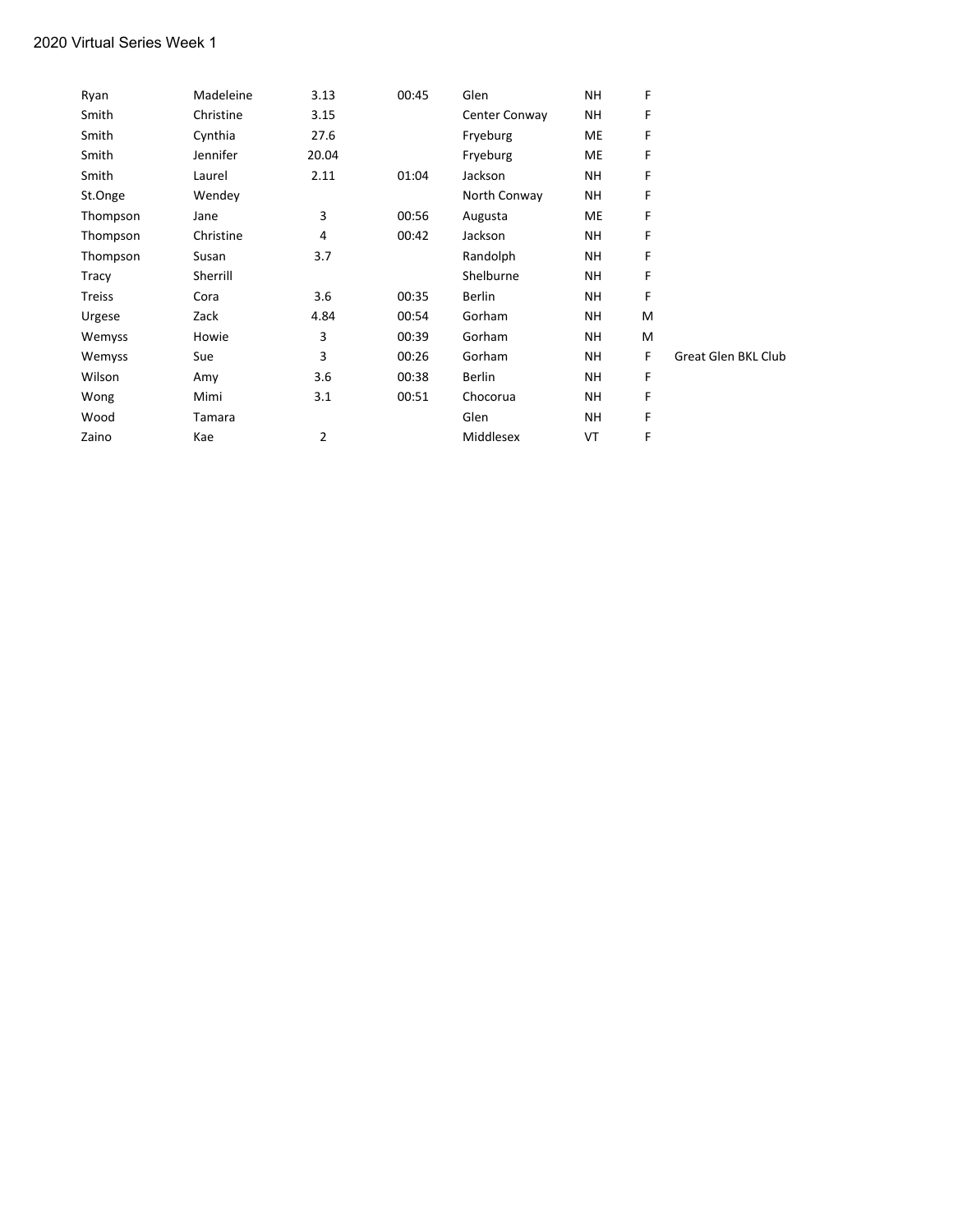2020 Virtual Series Week 1

| | | | | | | | |
|---|---|---|---|---|---|---|---|
| Ryan | Madeleine | 3.13 | 00:45 | Glen | NH | F | |
| Smith | Christine | 3.15 | | Center Conway | NH | F | |
| Smith | Cynthia | 27.6 | | Fryeburg | ME | F | |
| Smith | Jennifer | 20.04 | | Fryeburg | ME | F | |
| Smith | Laurel | 2.11 | 01:04 | Jackson | NH | F | |
| St.Onge | Wendey | | | North Conway | NH | F | |
| Thompson | Jane | 3 | 00:56 | Augusta | ME | F | |
| Thompson | Christine | 4 | 00:42 | Jackson | NH | F | |
| Thompson | Susan | 3.7 | | Randolph | NH | F | |
| Tracy | Sherrill | | | Shelburne | NH | F | |
| Treiss | Cora | 3.6 | 00:35 | Berlin | NH | F | |
| Urgese | Zack | 4.84 | 00:54 | Gorham | NH | M | |
| Wemyss | Howie | 3 | 00:39 | Gorham | NH | M | |
| Wemyss | Sue | 3 | 00:26 | Gorham | NH | F | Great Glen BKL Club |
| Wilson | Amy | 3.6 | 00:38 | Berlin | NH | F | |
| Wong | Mimi | 3.1 | 00:51 | Chocorua | NH | F | |
| Wood | Tamara | | | Glen | NH | F | |
| Zaino | Kae | 2 | | Middlesex | VT | F | |